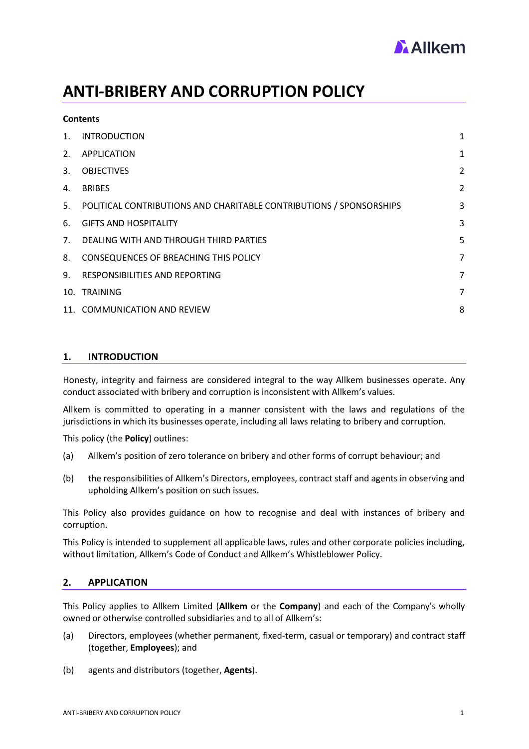# ANTI-BRIBERY AND CORRUPTION POLICY

**Contents**

| | | |
|---|---|---|
| 1. | INTRODUCTION | 1 |
| 2. | APPLICATION | 1 |
| 3. | OBJECTIVES | 2 |
| 4. | BRIBES | 2 |
| 5. | POLITICAL CONTRIBUTIONS AND CHARITABLE CONTRIBUTIONS / SPONSORSHIPS | 3 |
| 6. | GIFTS AND HOSPITALITY | 3 |
| 7. | DEALING WITH AND THROUGH THIRD PARTIES | 5 |
| 8. | CONSEQUENCES OF BREACHING THIS POLICY | 7 |
| 9. | RESPONSIBILITIES AND REPORTING | 7 |
| 10. | TRAINING | 7 |
| 11. | COMMUNICATION AND REVIEW | 8 |

## 1. INTRODUCTION

Honesty, integrity and fairness are considered integral to the way Allkem businesses operate. Any conduct associated with bribery and corruption is inconsistent with Allkem's values.

Allkem is committed to operating in a manner consistent with the laws and regulations of the jurisdictions in which its businesses operate, including all laws relating to bribery and corruption.

This policy (the **Policy**) outlines:

(a) Allkem's position of zero tolerance on bribery and other forms of corrupt behaviour; and

(b) the responsibilities of Allkem's Directors, employees, contract staff and agents in observing and upholding Allkem's position on such issues.

This Policy also provides guidance on how to recognise and deal with instances of bribery and corruption.

This Policy is intended to supplement all applicable laws, rules and other corporate policies including, without limitation, Allkem's Code of Conduct and Allkem's Whistleblower Policy.

## 2. APPLICATION

This Policy applies to Allkem Limited (**Allkem** or the **Company**) and each of the Company's wholly owned or otherwise controlled subsidiaries and to all of Allkem's:

(a) Directors, employees (whether permanent, fixed-term, casual or temporary) and contract staff (together, **Employees**); and

(b) agents and distributors (together, **Agents**).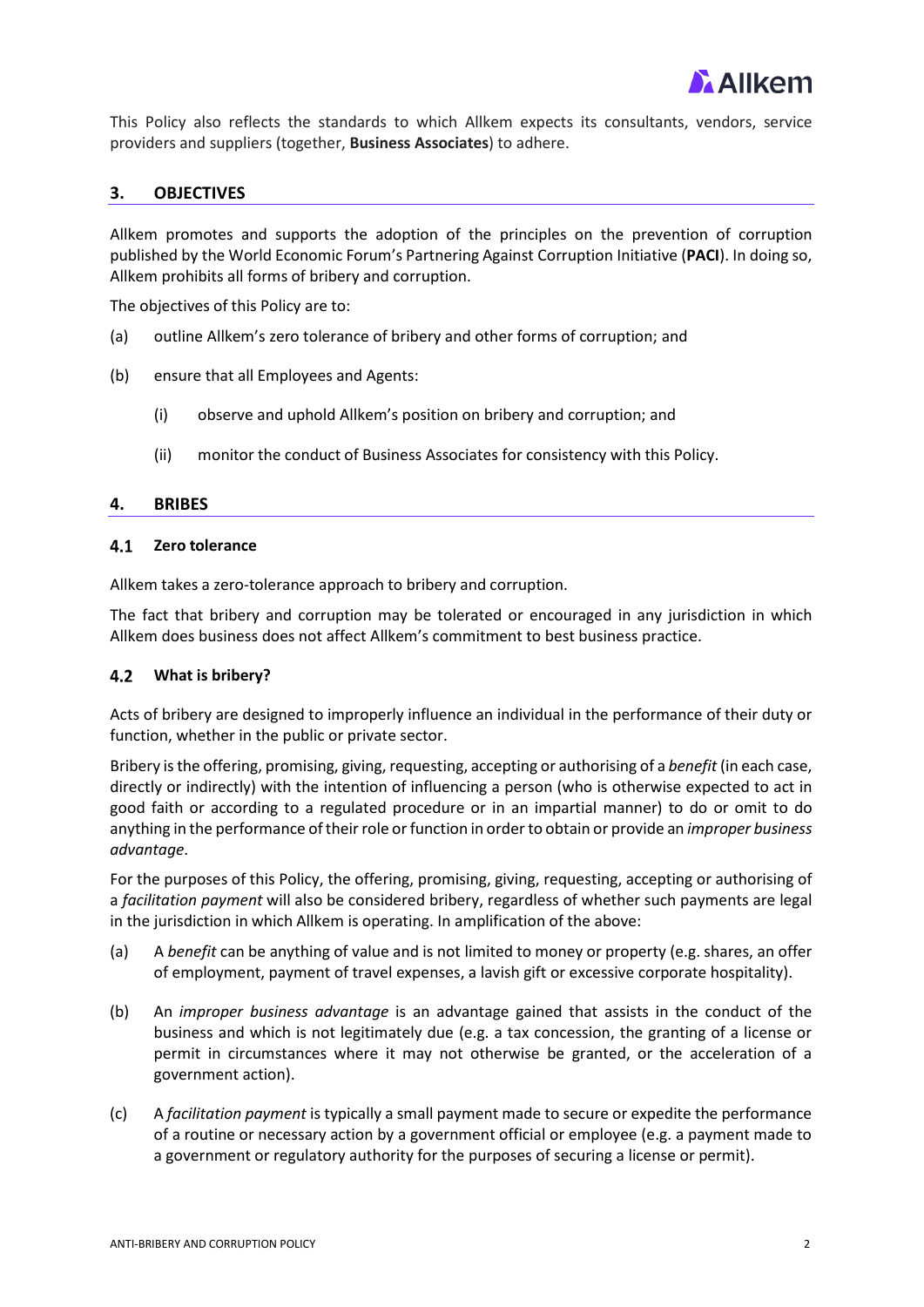This Policy also reflects the standards to which Allkem expects its consultants, vendors, service providers and suppliers (together, **Business Associates**) to adhere.

## 3. OBJECTIVES

Allkem promotes and supports the adoption of the principles on the prevention of corruption published by the World Economic Forum's Partnering Against Corruption Initiative (**PACI**). In doing so, Allkem prohibits all forms of bribery and corruption.

The objectives of this Policy are to:

(a) outline Allkem's zero tolerance of bribery and other forms of corruption; and

(b) ensure that all Employees and Agents:

   (i) observe and uphold Allkem's position on bribery and corruption; and

   (ii) monitor the conduct of Business Associates for consistency with this Policy.

## 4. BRIBES

### 4.1 Zero tolerance

Allkem takes a zero-tolerance approach to bribery and corruption.

The fact that bribery and corruption may be tolerated or encouraged in any jurisdiction in which Allkem does business does not affect Allkem's commitment to best business practice.

### 4.2 What is bribery?

Acts of bribery are designed to improperly influence an individual in the performance of their duty or function, whether in the public or private sector.

Bribery is the offering, promising, giving, requesting, accepting or authorising of a *benefit* (in each case, directly or indirectly) with the intention of influencing a person (who is otherwise expected to act in good faith or according to a regulated procedure or in an impartial manner) to do or omit to do anything in the performance of their role or function in order to obtain or provide an *improper business advantage*.

For the purposes of this Policy, the offering, promising, giving, requesting, accepting or authorising of a *facilitation payment* will also be considered bribery, regardless of whether such payments are legal in the jurisdiction in which Allkem is operating. In amplification of the above:

(a) A *benefit* can be anything of value and is not limited to money or property (e.g. shares, an offer of employment, payment of travel expenses, a lavish gift or excessive corporate hospitality).

(b) An *improper business advantage* is an advantage gained that assists in the conduct of the business and which is not legitimately due (e.g. a tax concession, the granting of a license or permit in circumstances where it may not otherwise be granted, or the acceleration of a government action).

(c) A *facilitation payment* is typically a small payment made to secure or expedite the performance of a routine or necessary action by a government official or employee (e.g. a payment made to a government or regulatory authority for the purposes of securing a license or permit).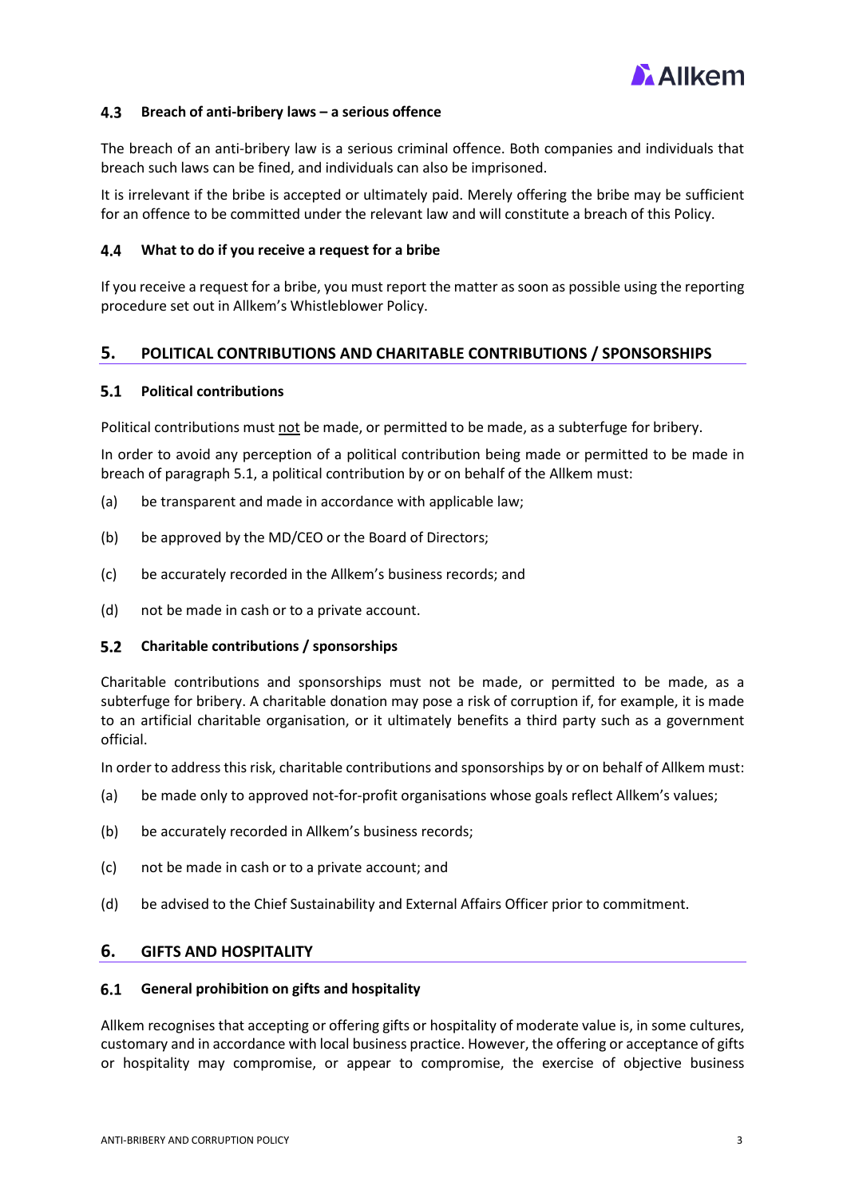### 4.3 Breach of anti-bribery laws – a serious offence

The breach of an anti-bribery law is a serious criminal offence. Both companies and individuals that breach such laws can be fined, and individuals can also be imprisoned.

It is irrelevant if the bribe is accepted or ultimately paid. Merely offering the bribe may be sufficient for an offence to be committed under the relevant law and will constitute a breach of this Policy.

### 4.4 What to do if you receive a request for a bribe

If you receive a request for a bribe, you must report the matter as soon as possible using the reporting procedure set out in Allkem's Whistleblower Policy.

## 5. POLITICAL CONTRIBUTIONS AND CHARITABLE CONTRIBUTIONS / SPONSORSHIPS

### 5.1 Political contributions

Political contributions must not be made, or permitted to be made, as a subterfuge for bribery.

In order to avoid any perception of a political contribution being made or permitted to be made in breach of paragraph 5.1, a political contribution by or on behalf of the Allkem must:

(a) be transparent and made in accordance with applicable law;

(b) be approved by the MD/CEO or the Board of Directors;

(c) be accurately recorded in the Allkem's business records; and

(d) not be made in cash or to a private account.

### 5.2 Charitable contributions / sponsorships

Charitable contributions and sponsorships must not be made, or permitted to be made, as a subterfuge for bribery. A charitable donation may pose a risk of corruption if, for example, it is made to an artificial charitable organisation, or it ultimately benefits a third party such as a government official.

In order to address this risk, charitable contributions and sponsorships by or on behalf of Allkem must:

(a) be made only to approved not-for-profit organisations whose goals reflect Allkem's values;

(b) be accurately recorded in Allkem's business records;

(c) not be made in cash or to a private account; and

(d) be advised to the Chief Sustainability and External Affairs Officer prior to commitment.

## 6. GIFTS AND HOSPITALITY

### 6.1 General prohibition on gifts and hospitality

Allkem recognises that accepting or offering gifts or hospitality of moderate value is, in some cultures, customary and in accordance with local business practice. However, the offering or acceptance of gifts or hospitality may compromise, or appear to compromise, the exercise of objective business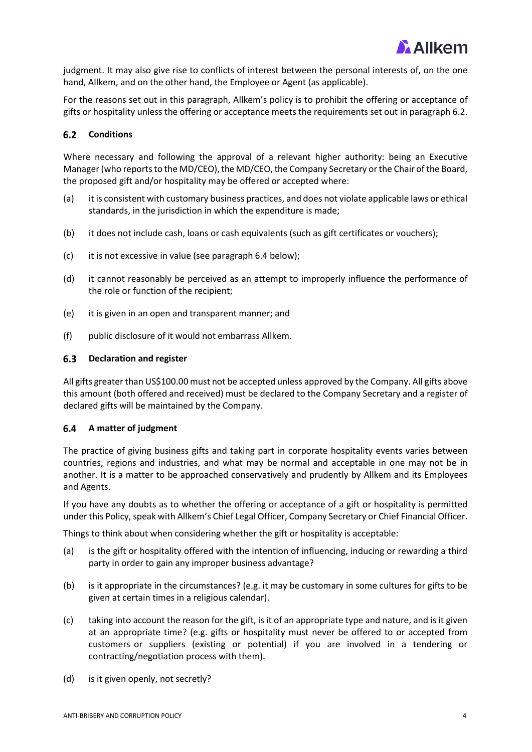judgment. It may also give rise to conflicts of interest between the personal interests of, on the one hand, Allkem, and on the other hand, the Employee or Agent (as applicable).

For the reasons set out in this paragraph, Allkem's policy is to prohibit the offering or acceptance of gifts or hospitality unless the offering or acceptance meets the requirements set out in paragraph 6.2.

### 6.2 Conditions

Where necessary and following the approval of a relevant higher authority: being an Executive Manager (who reports to the MD/CEO), the MD/CEO, the Company Secretary or the Chair of the Board, the proposed gift and/or hospitality may be offered or accepted where:

(a) it is consistent with customary business practices, and does not violate applicable laws or ethical standards, in the jurisdiction in which the expenditure is made;

(b) it does not include cash, loans or cash equivalents (such as gift certificates or vouchers);

(c) it is not excessive in value (see paragraph 6.4 below);

(d) it cannot reasonably be perceived as an attempt to improperly influence the performance of the role or function of the recipient;

(e) it is given in an open and transparent manner; and

(f) public disclosure of it would not embarrass Allkem.

### 6.3 Declaration and register

All gifts greater than US$100.00 must not be accepted unless approved by the Company. All gifts above this amount (both offered and received) must be declared to the Company Secretary and a register of declared gifts will be maintained by the Company.

### 6.4 A matter of judgment

The practice of giving business gifts and taking part in corporate hospitality events varies between countries, regions and industries, and what may be normal and acceptable in one may not be in another. It is a matter to be approached conservatively and prudently by Allkem and its Employees and Agents.

If you have any doubts as to whether the offering or acceptance of a gift or hospitality is permitted under this Policy, speak with Allkem's Chief Legal Officer, Company Secretary or Chief Financial Officer.

Things to think about when considering whether the gift or hospitality is acceptable:

(a) is the gift or hospitality offered with the intention of influencing, inducing or rewarding a third party in order to gain any improper business advantage?

(b) is it appropriate in the circumstances? (e.g. it may be customary in some cultures for gifts to be given at certain times in a religious calendar).

(c) taking into account the reason for the gift, is it of an appropriate type and nature, and is it given at an appropriate time? (e.g. gifts or hospitality must never be offered to or accepted from customers or suppliers (existing or potential) if you are involved in a tendering or contracting/negotiation process with them).

(d) is it given openly, not secretly?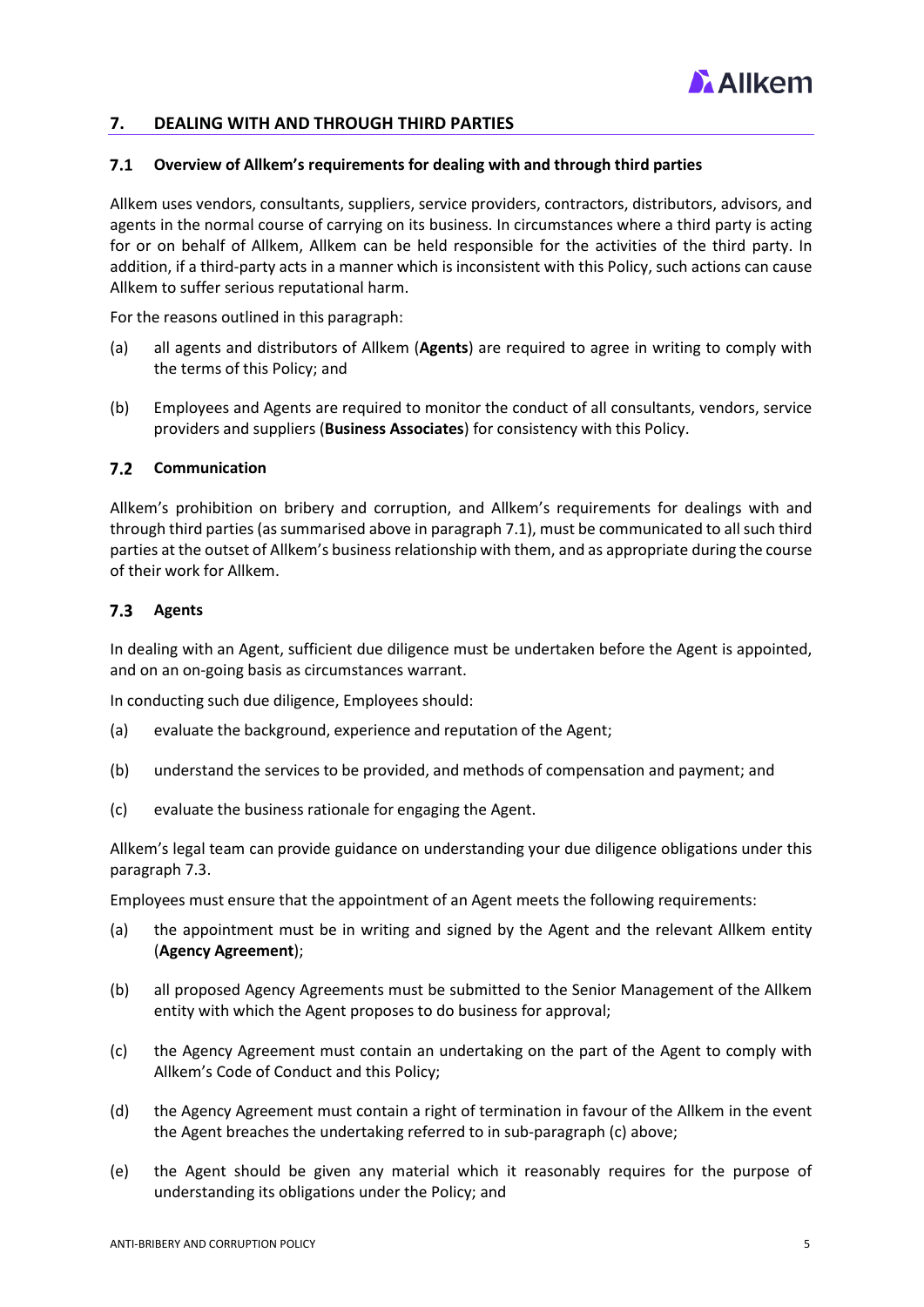## 7. DEALING WITH AND THROUGH THIRD PARTIES

### 7.1 Overview of Allkem's requirements for dealing with and through third parties

Allkem uses vendors, consultants, suppliers, service providers, contractors, distributors, advisors, and agents in the normal course of carrying on its business. In circumstances where a third party is acting for or on behalf of Allkem, Allkem can be held responsible for the activities of the third party. In addition, if a third-party acts in a manner which is inconsistent with this Policy, such actions can cause Allkem to suffer serious reputational harm.

For the reasons outlined in this paragraph:

(a) all agents and distributors of Allkem (**Agents**) are required to agree in writing to comply with the terms of this Policy; and

(b) Employees and Agents are required to monitor the conduct of all consultants, vendors, service providers and suppliers (**Business Associates**) for consistency with this Policy.

### 7.2 Communication

Allkem's prohibition on bribery and corruption, and Allkem's requirements for dealings with and through third parties (as summarised above in paragraph 7.1), must be communicated to all such third parties at the outset of Allkem's business relationship with them, and as appropriate during the course of their work for Allkem.

### 7.3 Agents

In dealing with an Agent, sufficient due diligence must be undertaken before the Agent is appointed, and on an on-going basis as circumstances warrant.

In conducting such due diligence, Employees should:

(a) evaluate the background, experience and reputation of the Agent;

(b) understand the services to be provided, and methods of compensation and payment; and

(c) evaluate the business rationale for engaging the Agent.

Allkem's legal team can provide guidance on understanding your due diligence obligations under this paragraph 7.3.

Employees must ensure that the appointment of an Agent meets the following requirements:

(a) the appointment must be in writing and signed by the Agent and the relevant Allkem entity (**Agency Agreement**);

(b) all proposed Agency Agreements must be submitted to the Senior Management of the Allkem entity with which the Agent proposes to do business for approval;

(c) the Agency Agreement must contain an undertaking on the part of the Agent to comply with Allkem's Code of Conduct and this Policy;

(d) the Agency Agreement must contain a right of termination in favour of the Allkem in the event the Agent breaches the undertaking referred to in sub-paragraph (c) above;

(e) the Agent should be given any material which it reasonably requires for the purpose of understanding its obligations under the Policy; and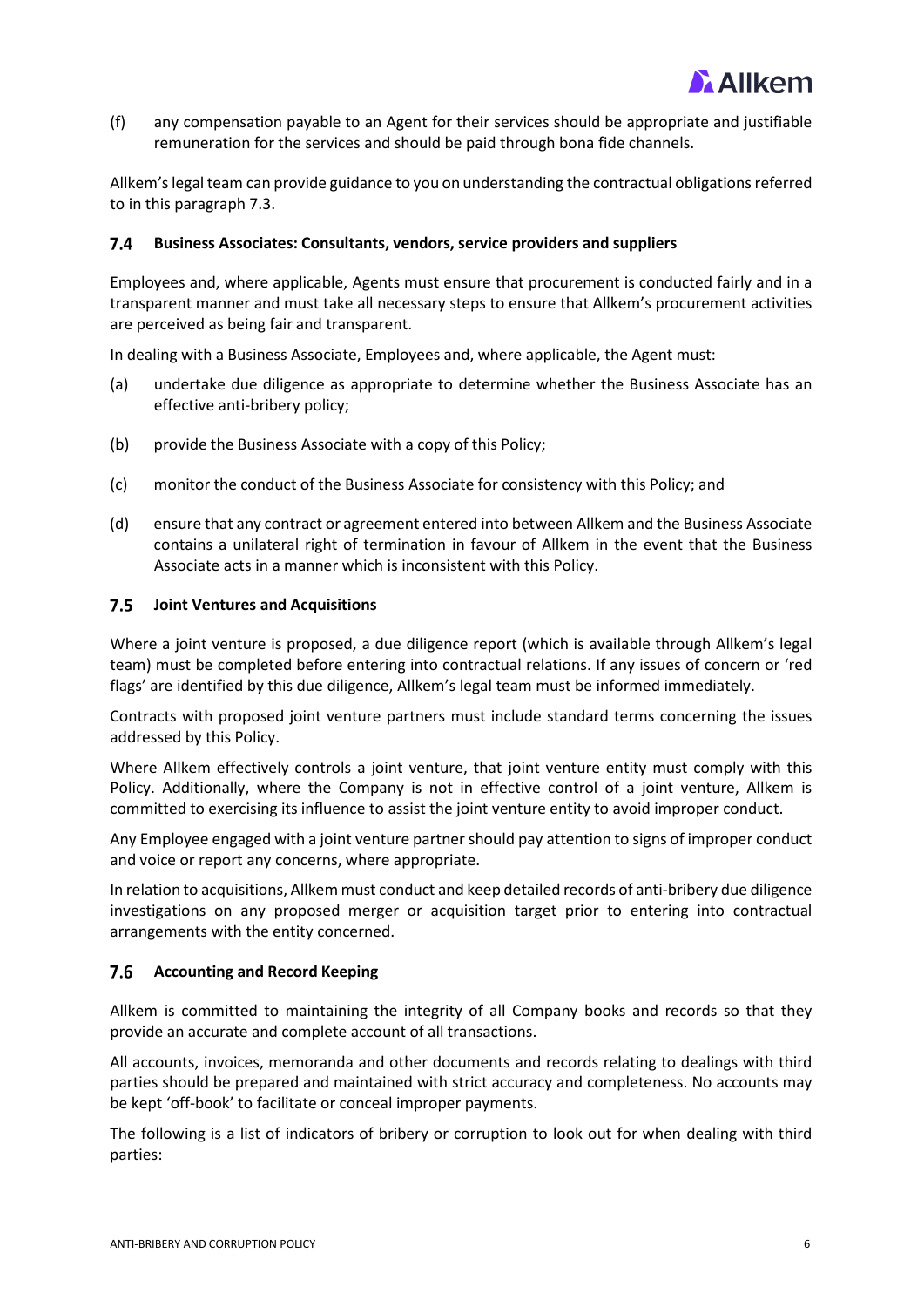(f) any compensation payable to an Agent for their services should be appropriate and justifiable remuneration for the services and should be paid through bona fide channels.

Allkem's legal team can provide guidance to you on understanding the contractual obligations referred to in this paragraph 7.3.

### 7.4 Business Associates: Consultants, vendors, service providers and suppliers

Employees and, where applicable, Agents must ensure that procurement is conducted fairly and in a transparent manner and must take all necessary steps to ensure that Allkem's procurement activities are perceived as being fair and transparent.

In dealing with a Business Associate, Employees and, where applicable, the Agent must:

(a) undertake due diligence as appropriate to determine whether the Business Associate has an effective anti-bribery policy;

(b) provide the Business Associate with a copy of this Policy;

(c) monitor the conduct of the Business Associate for consistency with this Policy; and

(d) ensure that any contract or agreement entered into between Allkem and the Business Associate contains a unilateral right of termination in favour of Allkem in the event that the Business Associate acts in a manner which is inconsistent with this Policy.

### 7.5 Joint Ventures and Acquisitions

Where a joint venture is proposed, a due diligence report (which is available through Allkem's legal team) must be completed before entering into contractual relations. If any issues of concern or 'red flags' are identified by this due diligence, Allkem's legal team must be informed immediately.

Contracts with proposed joint venture partners must include standard terms concerning the issues addressed by this Policy.

Where Allkem effectively controls a joint venture, that joint venture entity must comply with this Policy. Additionally, where the Company is not in effective control of a joint venture, Allkem is committed to exercising its influence to assist the joint venture entity to avoid improper conduct.

Any Employee engaged with a joint venture partner should pay attention to signs of improper conduct and voice or report any concerns, where appropriate.

In relation to acquisitions, Allkem must conduct and keep detailed records of anti-bribery due diligence investigations on any proposed merger or acquisition target prior to entering into contractual arrangements with the entity concerned.

### 7.6 Accounting and Record Keeping

Allkem is committed to maintaining the integrity of all Company books and records so that they provide an accurate and complete account of all transactions.

All accounts, invoices, memoranda and other documents and records relating to dealings with third parties should be prepared and maintained with strict accuracy and completeness. No accounts may be kept 'off-book' to facilitate or conceal improper payments.

The following is a list of indicators of bribery or corruption to look out for when dealing with third parties: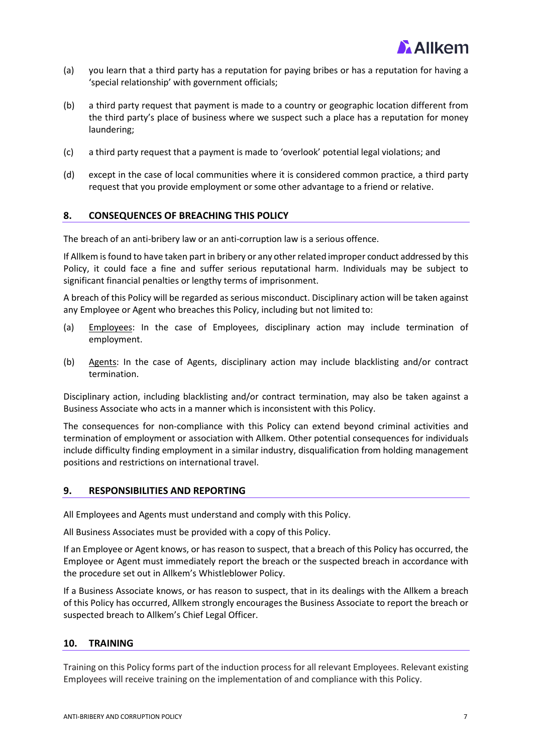(a) you learn that a third party has a reputation for paying bribes or has a reputation for having a 'special relationship' with government officials;

(b) a third party request that payment is made to a country or geographic location different from the third party's place of business where we suspect such a place has a reputation for money laundering;

(c) a third party request that a payment is made to 'overlook' potential legal violations; and

(d) except in the case of local communities where it is considered common practice, a third party request that you provide employment or some other advantage to a friend or relative.

## 8. CONSEQUENCES OF BREACHING THIS POLICY

The breach of an anti-bribery law or an anti-corruption law is a serious offence.

If Allkem is found to have taken part in bribery or any other related improper conduct addressed by this Policy, it could face a fine and suffer serious reputational harm. Individuals may be subject to significant financial penalties or lengthy terms of imprisonment.

A breach of this Policy will be regarded as serious misconduct. Disciplinary action will be taken against any Employee or Agent who breaches this Policy, including but not limited to:

(a) Employees: In the case of Employees, disciplinary action may include termination of employment.

(b) Agents: In the case of Agents, disciplinary action may include blacklisting and/or contract termination.

Disciplinary action, including blacklisting and/or contract termination, may also be taken against a Business Associate who acts in a manner which is inconsistent with this Policy.

The consequences for non-compliance with this Policy can extend beyond criminal activities and termination of employment or association with Allkem. Other potential consequences for individuals include difficulty finding employment in a similar industry, disqualification from holding management positions and restrictions on international travel.

## 9. RESPONSIBILITIES AND REPORTING

All Employees and Agents must understand and comply with this Policy.

All Business Associates must be provided with a copy of this Policy.

If an Employee or Agent knows, or has reason to suspect, that a breach of this Policy has occurred, the Employee or Agent must immediately report the breach or the suspected breach in accordance with the procedure set out in Allkem's Whistleblower Policy.

If a Business Associate knows, or has reason to suspect, that in its dealings with the Allkem a breach of this Policy has occurred, Allkem strongly encourages the Business Associate to report the breach or suspected breach to Allkem's Chief Legal Officer.

## 10. TRAINING

Training on this Policy forms part of the induction process for all relevant Employees. Relevant existing Employees will receive training on the implementation of and compliance with this Policy.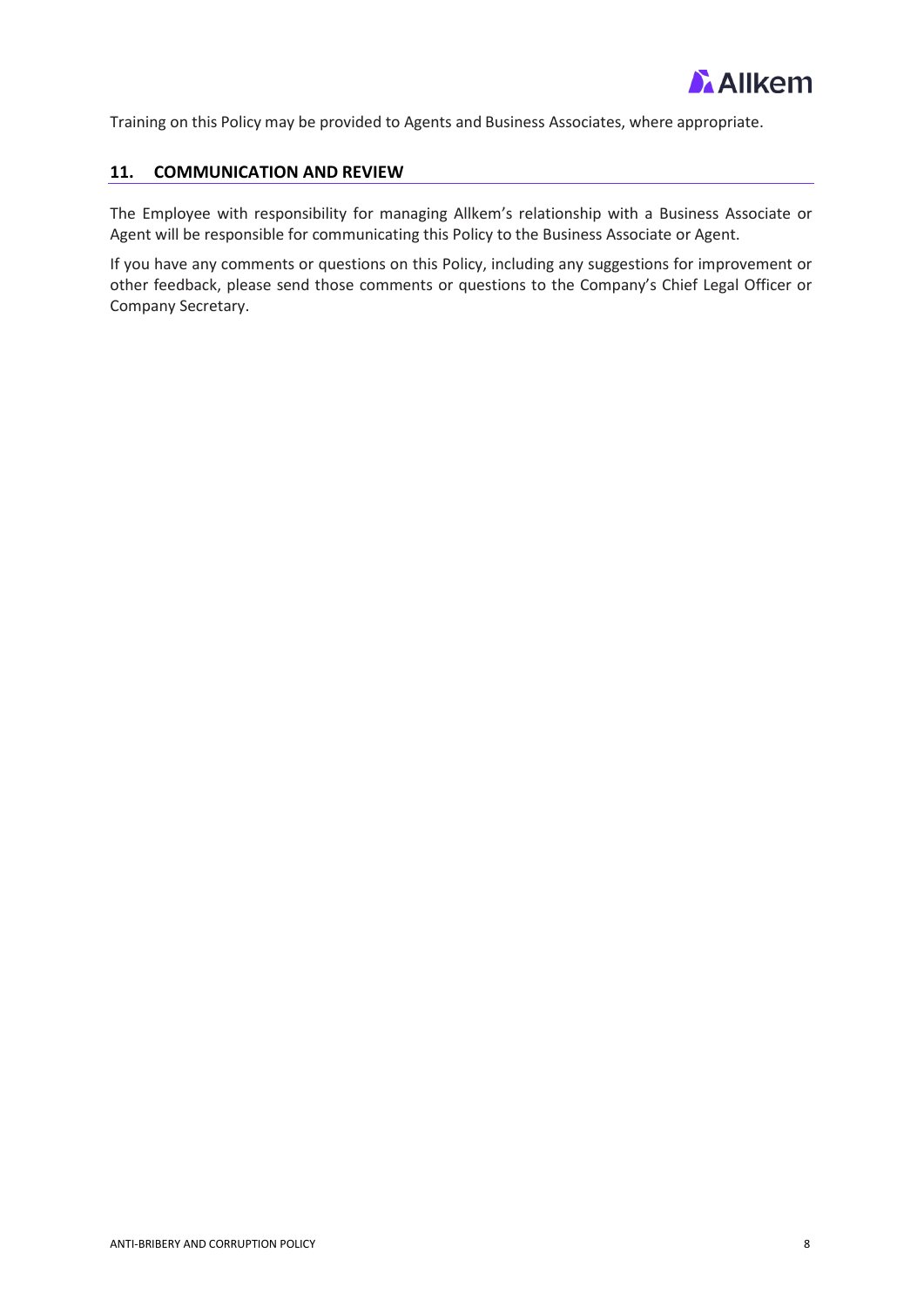Training on this Policy may be provided to Agents and Business Associates, where appropriate.

## 11. COMMUNICATION AND REVIEW

The Employee with responsibility for managing Allkem's relationship with a Business Associate or Agent will be responsible for communicating this Policy to the Business Associate or Agent.

If you have any comments or questions on this Policy, including any suggestions for improvement or other feedback, please send those comments or questions to the Company's Chief Legal Officer or Company Secretary.